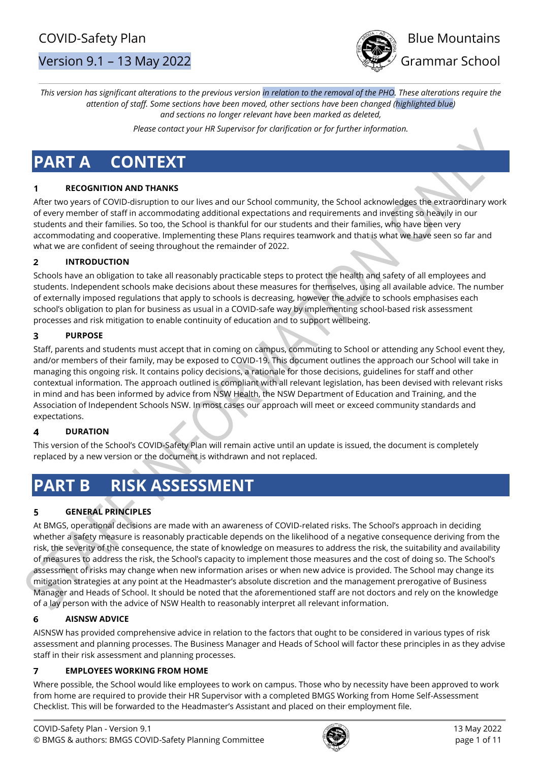# COVID-Safety Plan

Version 9.1 – 13 May 2022

Blue Mountains Grammar School

*This version has significant alterations to the previous version in relation to the removal of the PHO. These alterations require the attention of staff. Some sections have been moved, other sections have been changed (highlighted blue) and sections no longer relevant have been marked as deleted,*

*Please contact your HR Supervisor for clarification or for further information.*

# PART A CONTEXT

## 1 RECOGNITION AND THANKS

After two years of COVID-disruption to our lives and our School community, the School acknowledges the extraordinary work of every member of staff in accommodating additional expectations and requirements and investing so heavily in our students and their families. So too, the School is thankful for our students and their families, who have been very accommodating and cooperative. Implementing these Plans requires teamwork and that is what we have seen so far and what we are confident of seeing throughout the remainder of 2022.

## 2 INTRODUCTION

Schools have an obligation to take all reasonably practicable steps to protect the health and safety of all employees and students. Independent schools make decisions about these measures for themselves, using all available advice. The number of externally imposed regulations that apply to schools is decreasing, however the advice to schools emphasises each school's obligation to plan for business as usual in a COVID-safe way by implementing school-based risk assessment processes and risk mitigation to enable continuity of education and to support wellbeing.

## 3 PURPOSE

Staff, parents and students must accept that in coming on campus, commuting to School or attending any School event they, and/or members of their family, may be exposed to COVID-19. This document outlines the approach our School will take in managing this ongoing risk. It contains policy decisions, a rationale for those decisions, guidelines for staff and other contextual information. The approach outlined is compliant with all relevant legislation, has been devised with relevant risks in mind and has been informed by advice from NSW Health, the NSW Department of Education and Training, and the Association of Independent Schools NSW. In most cases our approach will meet or exceed community standards and expectations.

## 4 DURATION

This version of the School's COVID-Safety Plan will remain active until an update is issued, the document is completely replaced by a new version or the document is withdrawn and not replaced.

# PART B RISK ASSESSMENT

## 5 GENERAL PRINCIPLES

At BMGS, operational decisions are made with an awareness of COVID-related risks. The School's approach in deciding whether a safety measure is reasonably practicable depends on the likelihood of a negative consequence deriving from the risk, the severity of the consequence, the state of knowledge on measures to address the risk, the suitability and availability of measures to address the risk, the School's capacity to implement those measures and the cost of doing so. The School's assessment of risks may change when new information arises or when new advice is provided. The School may change its mitigation strategies at any point at the Headmaster's absolute discretion and the management prerogative of Business Manager and Heads of School. It should be noted that the aforementioned staff are not doctors and rely on the knowledge of a lay person with the advice of NSW Health to reasonably interpret all relevant information.

## 6 AISNSW ADVICE

AISNSW has provided comprehensive advice in relation to the factors that ought to be considered in various types of risk assessment and planning processes. The Business Manager and Heads of School will factor these principles in as they advise staff in their risk assessment and planning processes.

## 7 EMPLOYEES WORKING FROM HOME

Where possible, the School would like employees to work on campus. Those who by necessity have been approved to work from home are required to provide their HR Supervisor with a completed BMGS Working from Home Self-Assessment Checklist. This will be forwarded to the Headmaster's Assistant and placed on their employment file.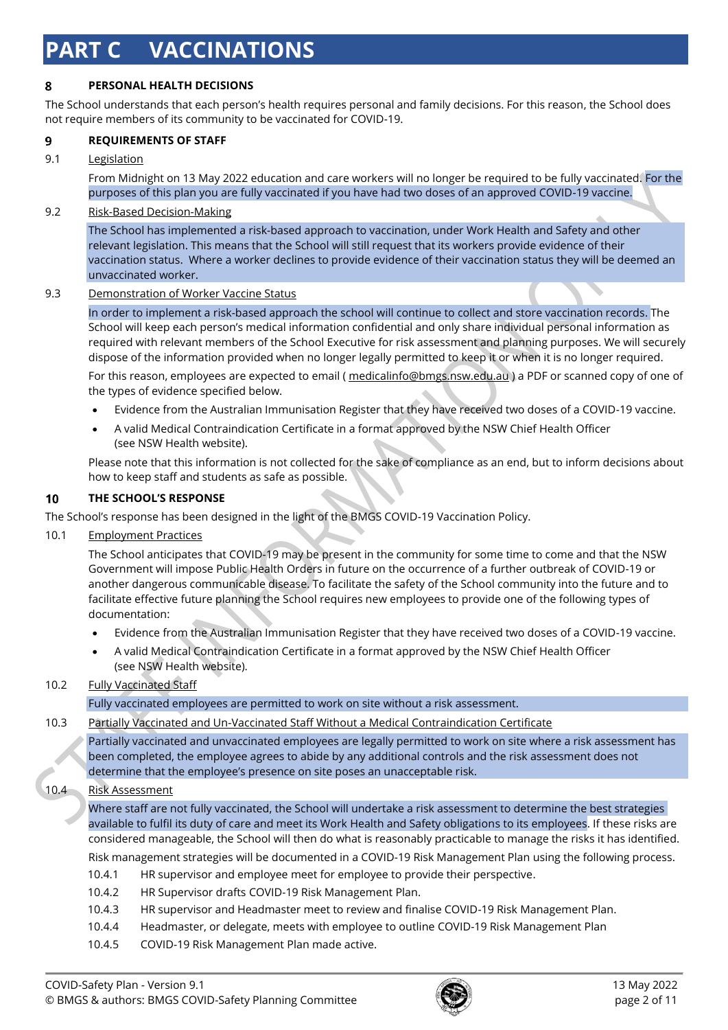# PART C VACCINATIONS

## 8 PERSONAL HEALTH DECISIONS

The School understands that each person's health requires personal and family decisions. For this reason, the School does not require members of its community to be vaccinated for COVID-19.

## 9 REQUIREMENTS OF STAFF

### 9.1 Legislation

From Midnight on 13 May 2022 education and care workers will no longer be required to be fully vaccinated. For the purposes of this plan you are fully vaccinated if you have had two doses of an approved COVID-19 vaccine.

### 9.2 Risk-Based Decision-Making

The School has implemented a risk-based approach to vaccination, under Work Health and Safety and other relevant legislation. This means that the School will still request that its workers provide evidence of their vaccination status. Where a worker declines to provide evidence of their vaccination status they will be deemed an unvaccinated worker.

### 9.3 Demonstration of Worker Vaccine Status

In order to implement a risk-based approach the school will continue to collect and store vaccination records. The School will keep each person's medical information confidential and only share individual personal information as required with relevant members of the School Executive for risk assessment and planning purposes. We will securely dispose of the information provided when no longer legally permitted to keep it or when it is no longer required.

For this reason, employees are expected to email ( medicalinfo@bmgs.nsw.edu.au ) a PDF or scanned copy of one of the types of evidence specified below.

- Evidence from the Australian Immunisation Register that they have received two doses of a COVID-19 vaccine.
- A valid Medical Contraindication Certificate in a format approved by the NSW Chief Health Officer (see NSW Health website).

Please note that this information is not collected for the sake of compliance as an end, but to inform decisions about how to keep staff and students as safe as possible.

## 10 THE SCHOOL'S RESPONSE

The School's response has been designed in the light of the BMGS COVID-19 Vaccination Policy.

### 10.1 Employment Practices

The School anticipates that COVID-19 may be present in the community for some time to come and that the NSW Government will impose Public Health Orders in future on the occurrence of a further outbreak of COVID-19 or another dangerous communicable disease. To facilitate the safety of the School community into the future and to facilitate effective future planning the School requires new employees to provide one of the following types of documentation:

- Evidence from the Australian Immunisation Register that they have received two doses of a COVID-19 vaccine.
- A valid Medical Contraindication Certificate in a format approved by the NSW Chief Health Officer (see NSW Health website).

### 10.2 Fully Vaccinated Staff

Fully vaccinated employees are permitted to work on site without a risk assessment.

### 10.3 Partially Vaccinated and Un-Vaccinated Staff Without a Medical Contraindication Certificate

Partially vaccinated and unvaccinated employees are legally permitted to work on site where a risk assessment has been completed, the employee agrees to abide by any additional controls and the risk assessment does not determine that the employee's presence on site poses an unacceptable risk.

### 10.4 Risk Assessment

Where staff are not fully vaccinated, the School will undertake a risk assessment to determine the best strategies available to fulfil its duty of care and meet its Work Health and Safety obligations to its employees. If these risks are considered manageable, the School will then do what is reasonably practicable to manage the risks it has identified.

Risk management strategies will be documented in a COVID-19 Risk Management Plan using the following process.

10.4.1 HR supervisor and employee meet for employee to provide their perspective.

10.4.2 HR Supervisor drafts COVID-19 Risk Management Plan.

10.4.3 HR supervisor and Headmaster meet to review and finalise COVID-19 Risk Management Plan.

10.4.4 Headmaster, or delegate, meets with employee to outline COVID-19 Risk Management Plan

10.4.5 COVID-19 Risk Management Plan made active.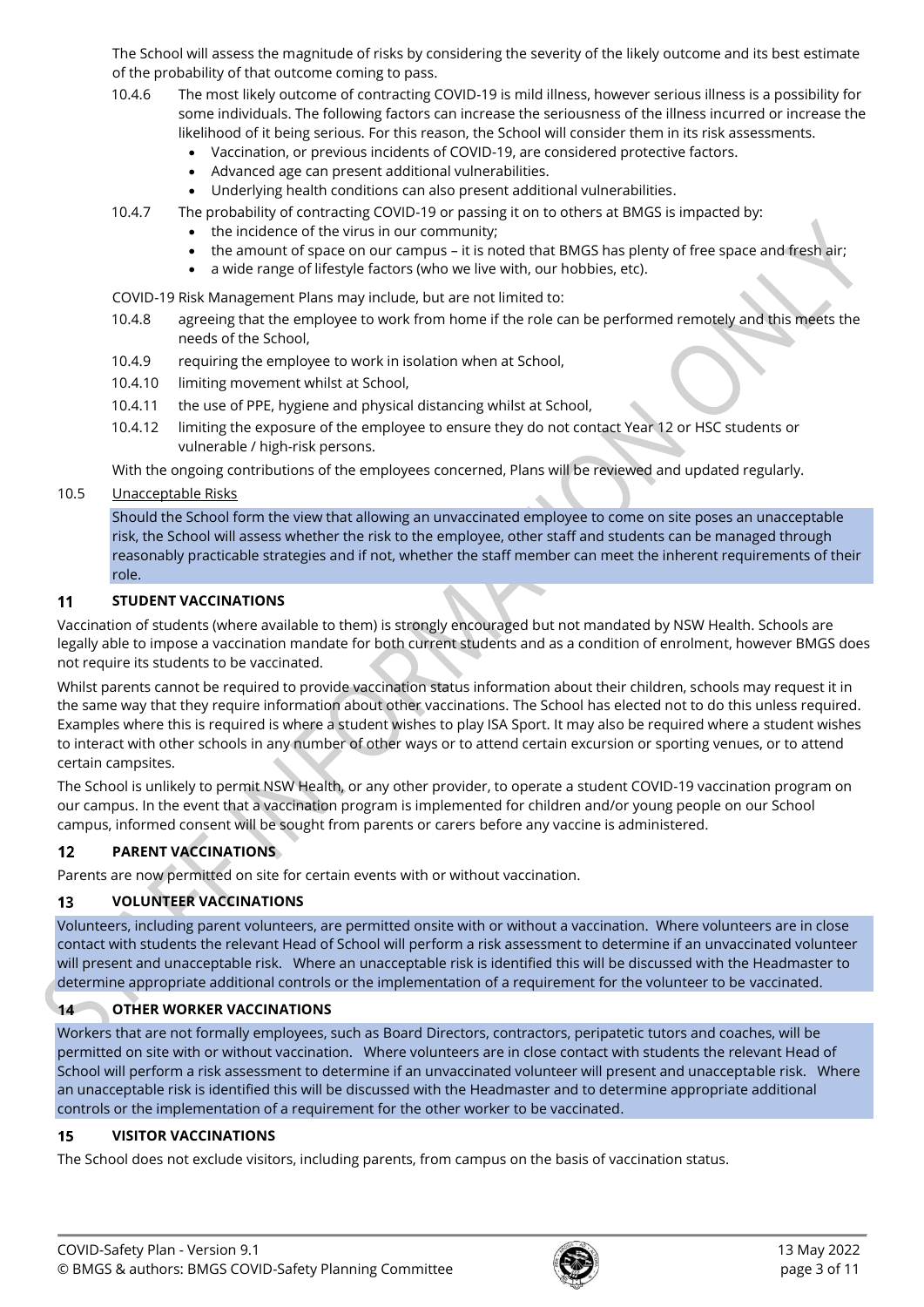The School will assess the magnitude of risks by considering the severity of the likely outcome and its best estimate of the probability of that outcome coming to pass.

10.4.6 The most likely outcome of contracting COVID-19 is mild illness, however serious illness is a possibility for some individuals. The following factors can increase the seriousness of the illness incurred or increase the likelihood of it being serious. For this reason, the School will consider them in its risk assessments.

- Vaccination, or previous incidents of COVID-19, are considered protective factors.
- Advanced age can present additional vulnerabilities.
- Underlying health conditions can also present additional vulnerabilities.

10.4.7 The probability of contracting COVID-19 or passing it on to others at BMGS is impacted by:

- the incidence of the virus in our community;
- the amount of space on our campus – it is noted that BMGS has plenty of free space and fresh air;
- a wide range of lifestyle factors (who we live with, our hobbies, etc).

COVID-19 Risk Management Plans may include, but are not limited to:

10.4.8 agreeing that the employee to work from home if the role can be performed remotely and this meets the needs of the School,

10.4.9 requiring the employee to work in isolation when at School,

10.4.10 limiting movement whilst at School,

10.4.11 the use of PPE, hygiene and physical distancing whilst at School,

10.4.12 limiting the exposure of the employee to ensure they do not contact Year 12 or HSC students or vulnerable / high-risk persons.

With the ongoing contributions of the employees concerned, Plans will be reviewed and updated regularly.

10.5 Unacceptable Risks

Should the School form the view that allowing an unvaccinated employee to come on site poses an unacceptable risk, the School will assess whether the risk to the employee, other staff and students can be managed through reasonably practicable strategies and if not, whether the staff member can meet the inherent requirements of their role.

## 11 STUDENT VACCINATIONS

Vaccination of students (where available to them) is strongly encouraged but not mandated by NSW Health. Schools are legally able to impose a vaccination mandate for both current students and as a condition of enrolment, however BMGS does not require its students to be vaccinated.

Whilst parents cannot be required to provide vaccination status information about their children, schools may request it in the same way that they require information about other vaccinations. The School has elected not to do this unless required. Examples where this is required is where a student wishes to play ISA Sport. It may also be required where a student wishes to interact with other schools in any number of other ways or to attend certain excursion or sporting venues, or to attend certain campsites.

The School is unlikely to permit NSW Health, or any other provider, to operate a student COVID-19 vaccination program on our campus. In the event that a vaccination program is implemented for children and/or young people on our School campus, informed consent will be sought from parents or carers before any vaccine is administered.

## 12 PARENT VACCINATIONS

Parents are now permitted on site for certain events with or without vaccination.

## 13 VOLUNTEER VACCINATIONS

Volunteers, including parent volunteers, are permitted onsite with or without a vaccination. Where volunteers are in close contact with students the relevant Head of School will perform a risk assessment to determine if an unvaccinated volunteer will present and unacceptable risk. Where an unacceptable risk is identified this will be discussed with the Headmaster to determine appropriate additional controls or the implementation of a requirement for the volunteer to be vaccinated.

## 14 OTHER WORKER VACCINATIONS

Workers that are not formally employees, such as Board Directors, contractors, peripatetic tutors and coaches, will be permitted on site with or without vaccination. Where volunteers are in close contact with students the relevant Head of School will perform a risk assessment to determine if an unvaccinated volunteer will present and unacceptable risk. Where an unacceptable risk is identified this will be discussed with the Headmaster and to determine appropriate additional controls or the implementation of a requirement for the other worker to be vaccinated.

## 15 VISITOR VACCINATIONS

The School does not exclude visitors, including parents, from campus on the basis of vaccination status.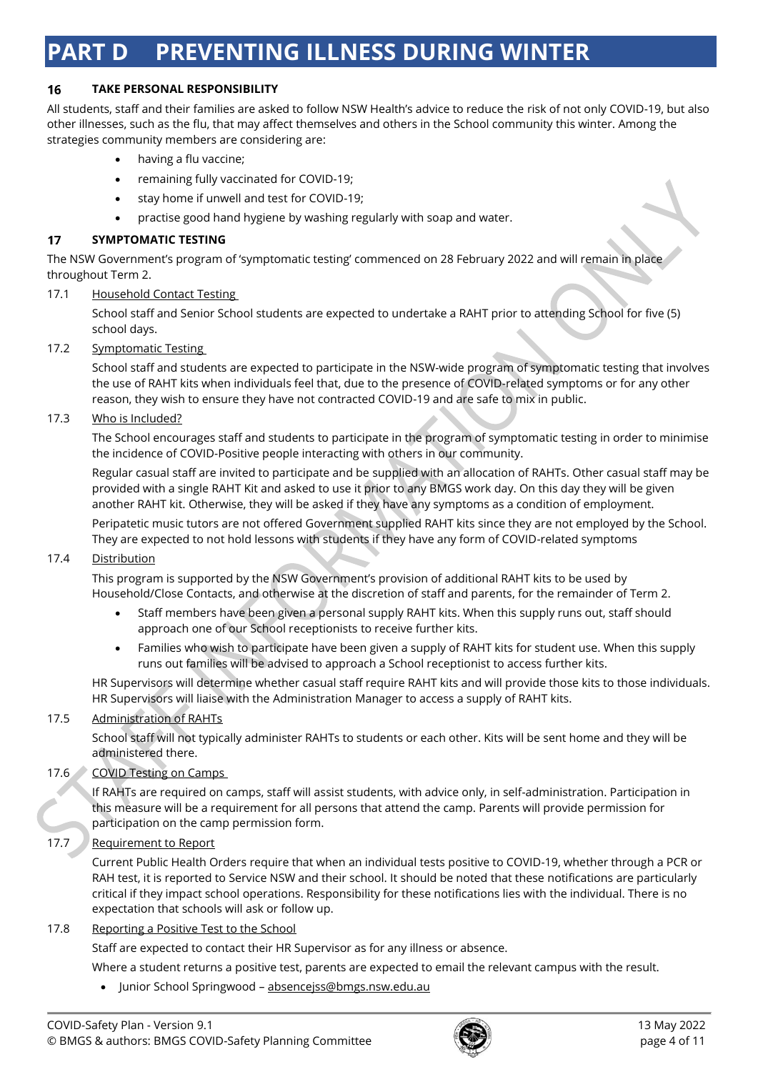# PART D PREVENTING ILLNESS DURING WINTER

## 16 TAKE PERSONAL RESPONSIBILITY

All students, staff and their families are asked to follow NSW Health's advice to reduce the risk of not only COVID-19, but also other illnesses, such as the flu, that may affect themselves and others in the School community this winter. Among the strategies community members are considering are:

- having a flu vaccine;
- remaining fully vaccinated for COVID-19;
- stay home if unwell and test for COVID-19;
- practise good hand hygiene by washing regularly with soap and water.

## 17 SYMPTOMATIC TESTING

The NSW Government's program of 'symptomatic testing' commenced on 28 February 2022 and will remain in place throughout Term 2.

17.1 Household Contact Testing

School staff and Senior School students are expected to undertake a RAHT prior to attending School for five (5) school days.

17.2 Symptomatic Testing

School staff and students are expected to participate in the NSW-wide program of symptomatic testing that involves the use of RAHT kits when individuals feel that, due to the presence of COVID-related symptoms or for any other reason, they wish to ensure they have not contracted COVID-19 and are safe to mix in public.

17.3 Who is Included?

The School encourages staff and students to participate in the program of symptomatic testing in order to minimise the incidence of COVID-Positive people interacting with others in our community.

Regular casual staff are invited to participate and be supplied with an allocation of RAHTs. Other casual staff may be provided with a single RAHT Kit and asked to use it prior to any BMGS work day. On this day they will be given another RAHT kit. Otherwise, they will be asked if they have any symptoms as a condition of employment.

Peripatetic music tutors are not offered Government supplied RAHT kits since they are not employed by the School. They are expected to not hold lessons with students if they have any form of COVID-related symptoms

17.4 Distribution

This program is supported by the NSW Government's provision of additional RAHT kits to be used by Household/Close Contacts, and otherwise at the discretion of staff and parents, for the remainder of Term 2.

- Staff members have been given a personal supply RAHT kits. When this supply runs out, staff should approach one of our School receptionists to receive further kits.
- Families who wish to participate have been given a supply of RAHT kits for student use. When this supply runs out families will be advised to approach a School receptionist to access further kits.

HR Supervisors will determine whether casual staff require RAHT kits and will provide those kits to those individuals. HR Supervisors will liaise with the Administration Manager to access a supply of RAHT kits.

17.5 Administration of RAHTs

School staff will not typically administer RAHTs to students or each other. Kits will be sent home and they will be administered there.

17.6 COVID Testing on Camps

If RAHTs are required on camps, staff will assist students, with advice only, in self-administration. Participation in this measure will be a requirement for all persons that attend the camp. Parents will provide permission for participation on the camp permission form.

17.7 Requirement to Report

Current Public Health Orders require that when an individual tests positive to COVID-19, whether through a PCR or RAH test, it is reported to Service NSW and their school. It should be noted that these notifications are particularly critical if they impact school operations. Responsibility for these notifications lies with the individual. There is no expectation that schools will ask or follow up.

17.8 Reporting a Positive Test to the School

Staff are expected to contact their HR Supervisor as for any illness or absence.

Where a student returns a positive test, parents are expected to email the relevant campus with the result.

- Junior School Springwood – absencejss@bmgs.nsw.edu.au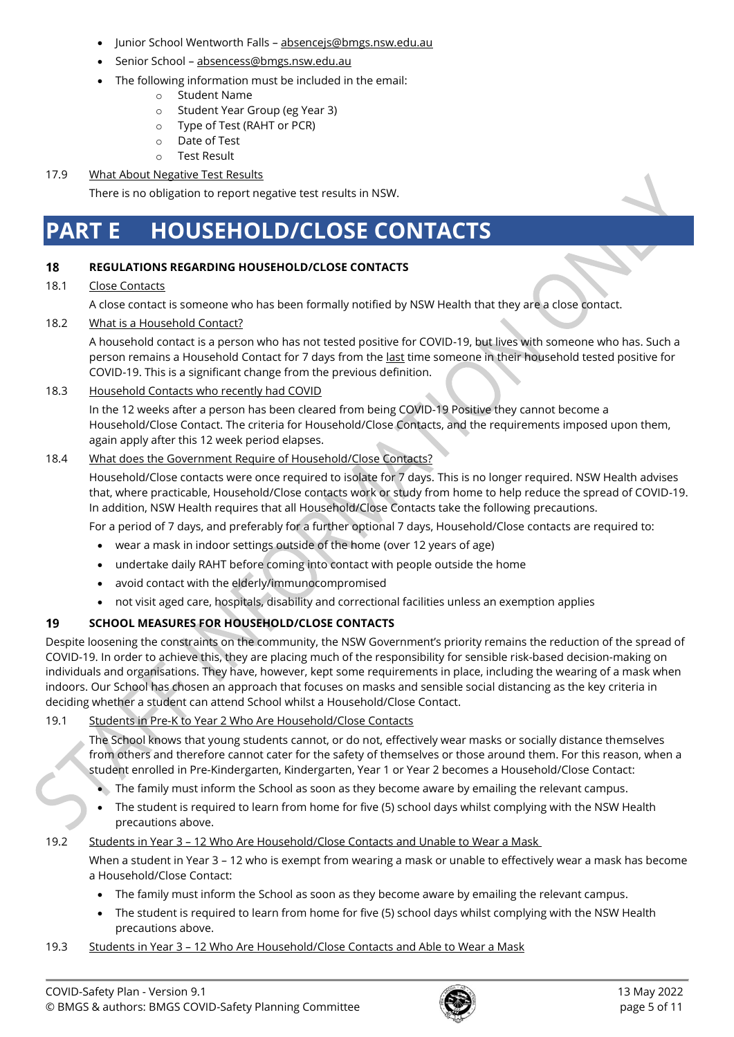- Junior School Wentworth Falls – absencejs@bmgs.nsw.edu.au
- Senior School – absencess@bmgs.nsw.edu.au
- The following information must be included in the email:
  - Student Name
  - Student Year Group (eg Year 3)
  - Type of Test (RAHT or PCR)
  - Date of Test
  - Test Result

17.9 What About Negative Test Results

There is no obligation to report negative test results in NSW.

# PART E HOUSEHOLD/CLOSE CONTACTS

## 18 REGULATIONS REGARDING HOUSEHOLD/CLOSE CONTACTS

18.1 Close Contacts

A close contact is someone who has been formally notified by NSW Health that they are a close contact.

18.2 What is a Household Contact?

A household contact is a person who has not tested positive for COVID-19, but lives with someone who has. Such a person remains a Household Contact for 7 days from the last time someone in their household tested positive for COVID-19. This is a significant change from the previous definition.

18.3 Household Contacts who recently had COVID

In the 12 weeks after a person has been cleared from being COVID-19 Positive they cannot become a Household/Close Contact. The criteria for Household/Close Contacts, and the requirements imposed upon them, again apply after this 12 week period elapses.

18.4 What does the Government Require of Household/Close Contacts?

Household/Close contacts were once required to isolate for 7 days. This is no longer required. NSW Health advises that, where practicable, Household/Close contacts work or study from home to help reduce the spread of COVID-19. In addition, NSW Health requires that all Household/Close Contacts take the following precautions.

For a period of 7 days, and preferably for a further optional 7 days, Household/Close contacts are required to:

- wear a mask in indoor settings outside of the home (over 12 years of age)
- undertake daily RAHT before coming into contact with people outside the home
- avoid contact with the elderly/immunocompromised
- not visit aged care, hospitals, disability and correctional facilities unless an exemption applies

## 19 SCHOOL MEASURES FOR HOUSEHOLD/CLOSE CONTACTS

Despite loosening the constraints on the community, the NSW Government's priority remains the reduction of the spread of COVID-19. In order to achieve this, they are placing much of the responsibility for sensible risk-based decision-making on individuals and organisations. They have, however, kept some requirements in place, including the wearing of a mask when indoors. Our School has chosen an approach that focuses on masks and sensible social distancing as the key criteria in deciding whether a student can attend School whilst a Household/Close Contact.

19.1 Students in Pre-K to Year 2 Who Are Household/Close Contacts

The School knows that young students cannot, or do not, effectively wear masks or socially distance themselves from others and therefore cannot cater for the safety of themselves or those around them. For this reason, when a student enrolled in Pre-Kindergarten, Kindergarten, Year 1 or Year 2 becomes a Household/Close Contact:

- The family must inform the School as soon as they become aware by emailing the relevant campus.
- The student is required to learn from home for five (5) school days whilst complying with the NSW Health precautions above.

19.2 Students in Year 3 – 12 Who Are Household/Close Contacts and Unable to Wear a Mask

When a student in Year 3 – 12 who is exempt from wearing a mask or unable to effectively wear a mask has become a Household/Close Contact:

- The family must inform the School as soon as they become aware by emailing the relevant campus.
- The student is required to learn from home for five (5) school days whilst complying with the NSW Health precautions above.

19.3 Students in Year 3 – 12 Who Are Household/Close Contacts and Able to Wear a Mask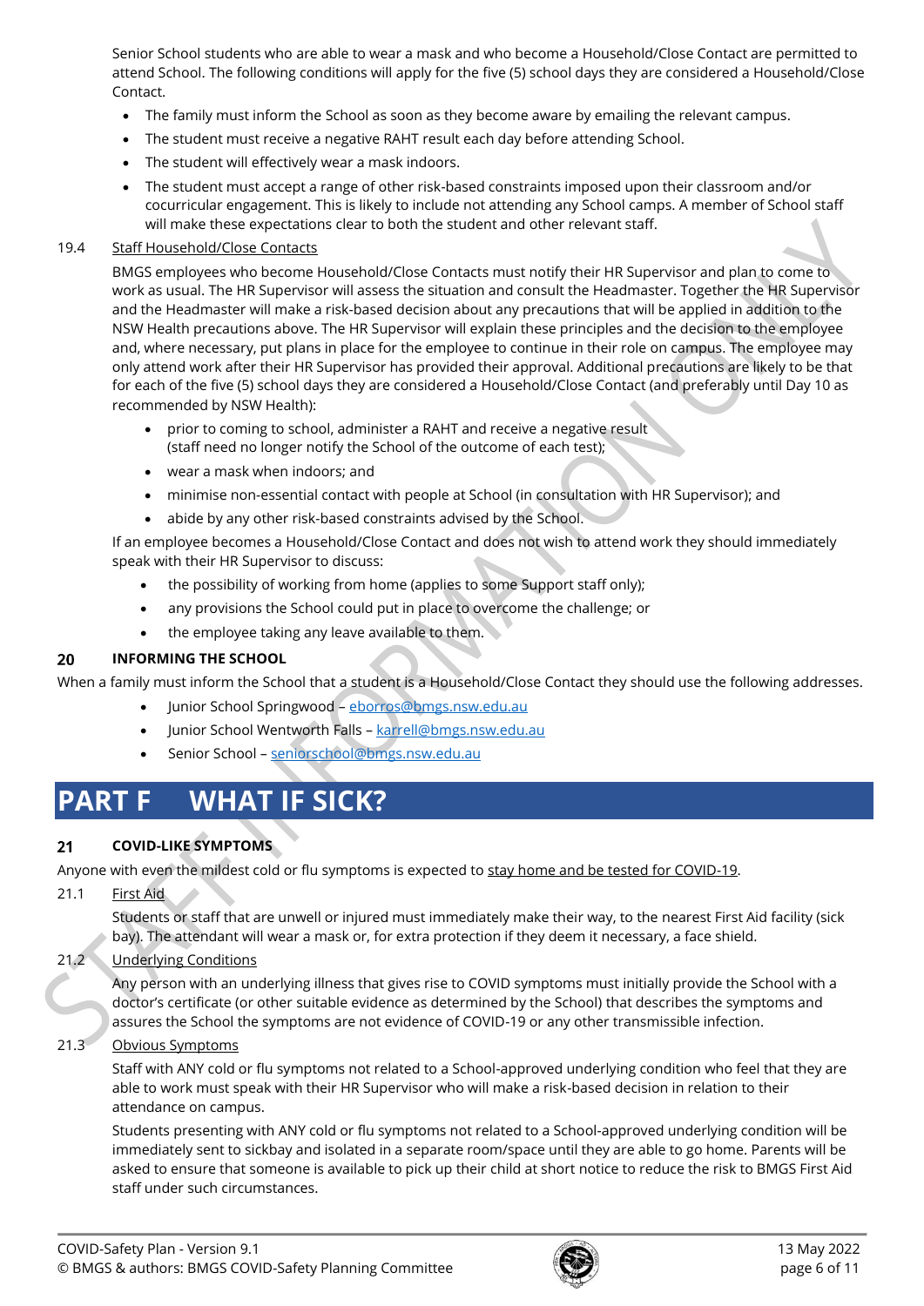Senior School students who are able to wear a mask and who become a Household/Close Contact are permitted to attend School. The following conditions will apply for the five (5) school days they are considered a Household/Close Contact.

- The family must inform the School as soon as they become aware by emailing the relevant campus.
- The student must receive a negative RAHT result each day before attending School.
- The student will effectively wear a mask indoors.
- The student must accept a range of other risk-based constraints imposed upon their classroom and/or cocurricular engagement. This is likely to include not attending any School camps. A member of School staff will make these expectations clear to both the student and other relevant staff.

19.4 Staff Household/Close Contacts

BMGS employees who become Household/Close Contacts must notify their HR Supervisor and plan to come to work as usual. The HR Supervisor will assess the situation and consult the Headmaster. Together the HR Supervisor and the Headmaster will make a risk-based decision about any precautions that will be applied in addition to the NSW Health precautions above. The HR Supervisor will explain these principles and the decision to the employee and, where necessary, put plans in place for the employee to continue in their role on campus. The employee may only attend work after their HR Supervisor has provided their approval. Additional precautions are likely to be that for each of the five (5) school days they are considered a Household/Close Contact (and preferably until Day 10 as recommended by NSW Health):

- prior to coming to school, administer a RAHT and receive a negative result (staff need no longer notify the School of the outcome of each test);
- wear a mask when indoors; and
- minimise non-essential contact with people at School (in consultation with HR Supervisor); and
- abide by any other risk-based constraints advised by the School.

If an employee becomes a Household/Close Contact and does not wish to attend work they should immediately speak with their HR Supervisor to discuss:

- the possibility of working from home (applies to some Support staff only);
- any provisions the School could put in place to overcome the challenge; or
- the employee taking any leave available to them.

### 20 INFORMING THE SCHOOL

When a family must inform the School that a student is a Household/Close Contact they should use the following addresses.

- Junior School Springwood – eborros@bmgs.nsw.edu.au
- Junior School Wentworth Falls – karrell@bmgs.nsw.edu.au
- Senior School – seniorschool@bmgs.nsw.edu.au

# PART F WHAT IF SICK?

### 21 COVID-LIKE SYMPTOMS

Anyone with even the mildest cold or flu symptoms is expected to stay home and be tested for COVID-19.

21.1 First Aid

Students or staff that are unwell or injured must immediately make their way, to the nearest First Aid facility (sick bay). The attendant will wear a mask or, for extra protection if they deem it necessary, a face shield.

21.2 Underlying Conditions

Any person with an underlying illness that gives rise to COVID symptoms must initially provide the School with a doctor's certificate (or other suitable evidence as determined by the School) that describes the symptoms and assures the School the symptoms are not evidence of COVID-19 or any other transmissible infection.

21.3 Obvious Symptoms

Staff with ANY cold or flu symptoms not related to a School-approved underlying condition who feel that they are able to work must speak with their HR Supervisor who will make a risk-based decision in relation to their attendance on campus.

Students presenting with ANY cold or flu symptoms not related to a School-approved underlying condition will be immediately sent to sickbay and isolated in a separate room/space until they are able to go home. Parents will be asked to ensure that someone is available to pick up their child at short notice to reduce the risk to BMGS First Aid staff under such circumstances.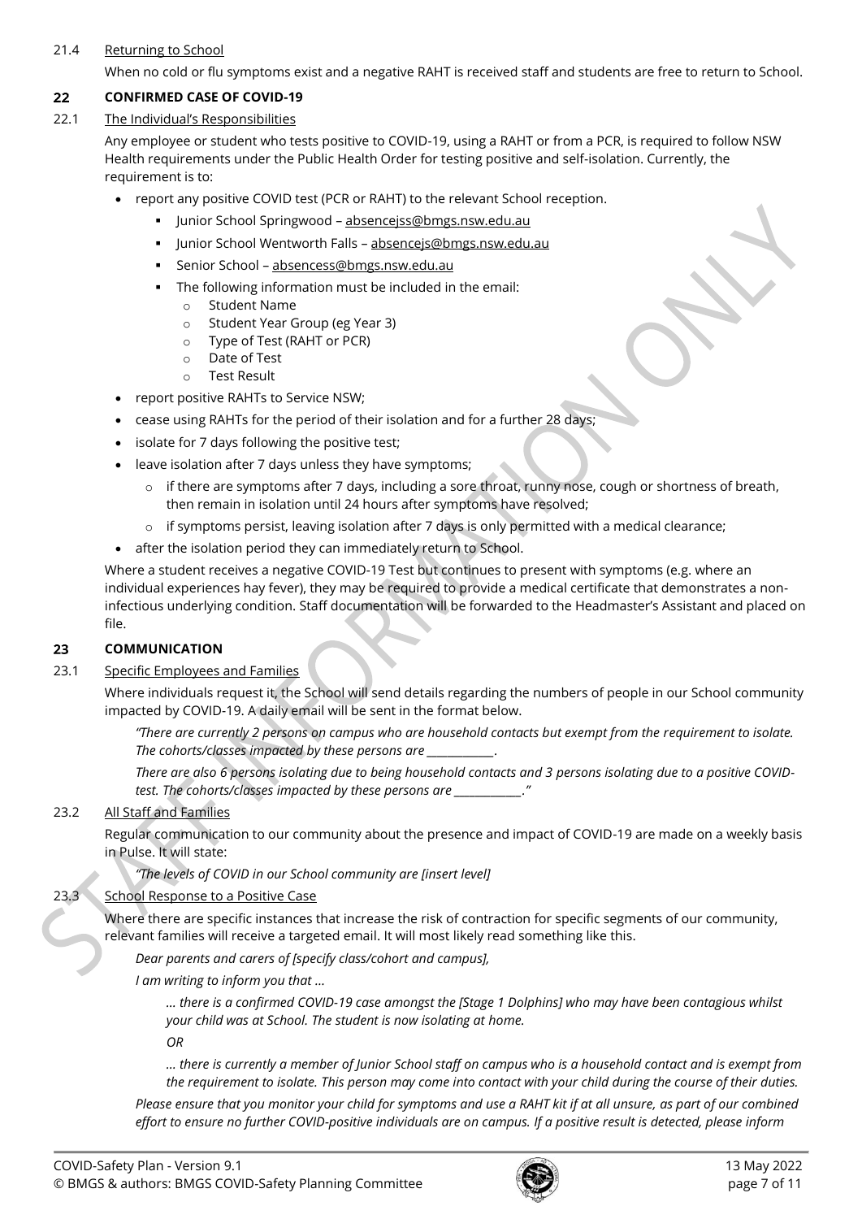21.4 Returning to School

When no cold or flu symptoms exist and a negative RAHT is received staff and students are free to return to School.

## 22 CONFIRMED CASE OF COVID-19

22.1 The Individual's Responsibilities

Any employee or student who tests positive to COVID-19, using a RAHT or from a PCR, is required to follow NSW Health requirements under the Public Health Order for testing positive and self-isolation. Currently, the requirement is to:

- report any positive COVID test (PCR or RAHT) to the relevant School reception.
  - Junior School Springwood – absencejss@bmgs.nsw.edu.au
  - Junior School Wentworth Falls – absencejs@bmgs.nsw.edu.au
  - Senior School – absencess@bmgs.nsw.edu.au
  - The following information must be included in the email:
    - Student Name
    - Student Year Group (eg Year 3)
    - Type of Test (RAHT or PCR)
    - Date of Test
    - Test Result
- report positive RAHTs to Service NSW;
- cease using RAHTs for the period of their isolation and for a further 28 days;
- isolate for 7 days following the positive test;
- leave isolation after 7 days unless they have symptoms;
  - if there are symptoms after 7 days, including a sore throat, runny nose, cough or shortness of breath, then remain in isolation until 24 hours after symptoms have resolved;
  - if symptoms persist, leaving isolation after 7 days is only permitted with a medical clearance;
- after the isolation period they can immediately return to School.

Where a student receives a negative COVID-19 Test but continues to present with symptoms (e.g. where an individual experiences hay fever), they may be required to provide a medical certificate that demonstrates a non-infectious underlying condition. Staff documentation will be forwarded to the Headmaster's Assistant and placed on file.

## 23 COMMUNICATION

23.1 Specific Employees and Families

Where individuals request it, the School will send details regarding the numbers of people in our School community impacted by COVID-19. A daily email will be sent in the format below.

*"There are currently 2 persons on campus who are household contacts but exempt from the requirement to isolate. The cohorts/classes impacted by these persons are ___________.*

*There are also 6 persons isolating due to being household contacts and 3 persons isolating due to a positive COVID-test. The cohorts/classes impacted by these persons are ___________."*

23.2 All Staff and Families

Regular communication to our community about the presence and impact of COVID-19 are made on a weekly basis in Pulse. It will state:

*"The levels of COVID in our School community are [insert level]*

23.3 School Response to a Positive Case

Where there are specific instances that increase the risk of contraction for specific segments of our community, relevant families will receive a targeted email. It will most likely read something like this.

*Dear parents and carers of [specify class/cohort and campus],*

*I am writing to inform you that …*

*… there is a confirmed COVID-19 case amongst the [Stage 1 Dolphins] who may have been contagious whilst your child was at School. The student is now isolating at home.*

*OR*

*… there is currently a member of Junior School staff on campus who is a household contact and is exempt from the requirement to isolate. This person may come into contact with your child during the course of their duties.*

*Please ensure that you monitor your child for symptoms and use a RAHT kit if at all unsure, as part of our combined effort to ensure no further COVID-positive individuals are on campus. If a positive result is detected, please inform*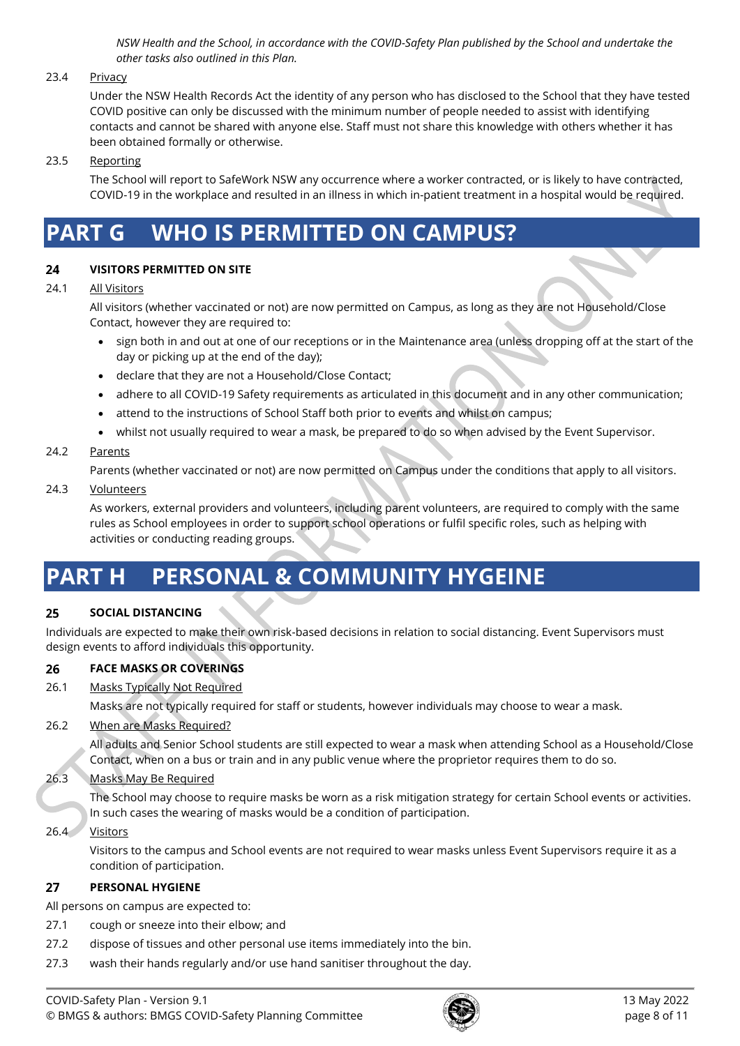*NSW Health and the School, in accordance with the COVID-Safety Plan published by the School and undertake the other tasks also outlined in this Plan.*

23.4 Privacy

Under the NSW Health Records Act the identity of any person who has disclosed to the School that they have tested COVID positive can only be discussed with the minimum number of people needed to assist with identifying contacts and cannot be shared with anyone else. Staff must not share this knowledge with others whether it has been obtained formally or otherwise.

23.5 Reporting

The School will report to SafeWork NSW any occurrence where a worker contracted, or is likely to have contracted, COVID-19 in the workplace and resulted in an illness in which in-patient treatment in a hospital would be required.

# PART G WHO IS PERMITTED ON CAMPUS?

## 24 VISITORS PERMITTED ON SITE

24.1 All Visitors

All visitors (whether vaccinated or not) are now permitted on Campus, as long as they are not Household/Close Contact, however they are required to:

- sign both in and out at one of our receptions or in the Maintenance area (unless dropping off at the start of the day or picking up at the end of the day);
- declare that they are not a Household/Close Contact;
- adhere to all COVID-19 Safety requirements as articulated in this document and in any other communication;
- attend to the instructions of School Staff both prior to events and whilst on campus;
- whilst not usually required to wear a mask, be prepared to do so when advised by the Event Supervisor.

24.2 Parents

Parents (whether vaccinated or not) are now permitted on Campus under the conditions that apply to all visitors.

24.3 Volunteers

As workers, external providers and volunteers, including parent volunteers, are required to comply with the same rules as School employees in order to support school operations or fulfil specific roles, such as helping with activities or conducting reading groups.

# PART H PERSONAL & COMMUNITY HYGEINE

## 25 SOCIAL DISTANCING

Individuals are expected to make their own risk-based decisions in relation to social distancing. Event Supervisors must design events to afford individuals this opportunity.

## 26 FACE MASKS OR COVERINGS

26.1 Masks Typically Not Required

Masks are not typically required for staff or students, however individuals may choose to wear a mask.

26.2 When are Masks Required?

All adults and Senior School students are still expected to wear a mask when attending School as a Household/Close Contact, when on a bus or train and in any public venue where the proprietor requires them to do so.

26.3 Masks May Be Required

The School may choose to require masks be worn as a risk mitigation strategy for certain School events or activities. In such cases the wearing of masks would be a condition of participation.

26.4 Visitors

Visitors to the campus and School events are not required to wear masks unless Event Supervisors require it as a condition of participation.

## 27 PERSONAL HYGIENE

All persons on campus are expected to:

27.1 cough or sneeze into their elbow; and

27.2 dispose of tissues and other personal use items immediately into the bin.

27.3 wash their hands regularly and/or use hand sanitiser throughout the day.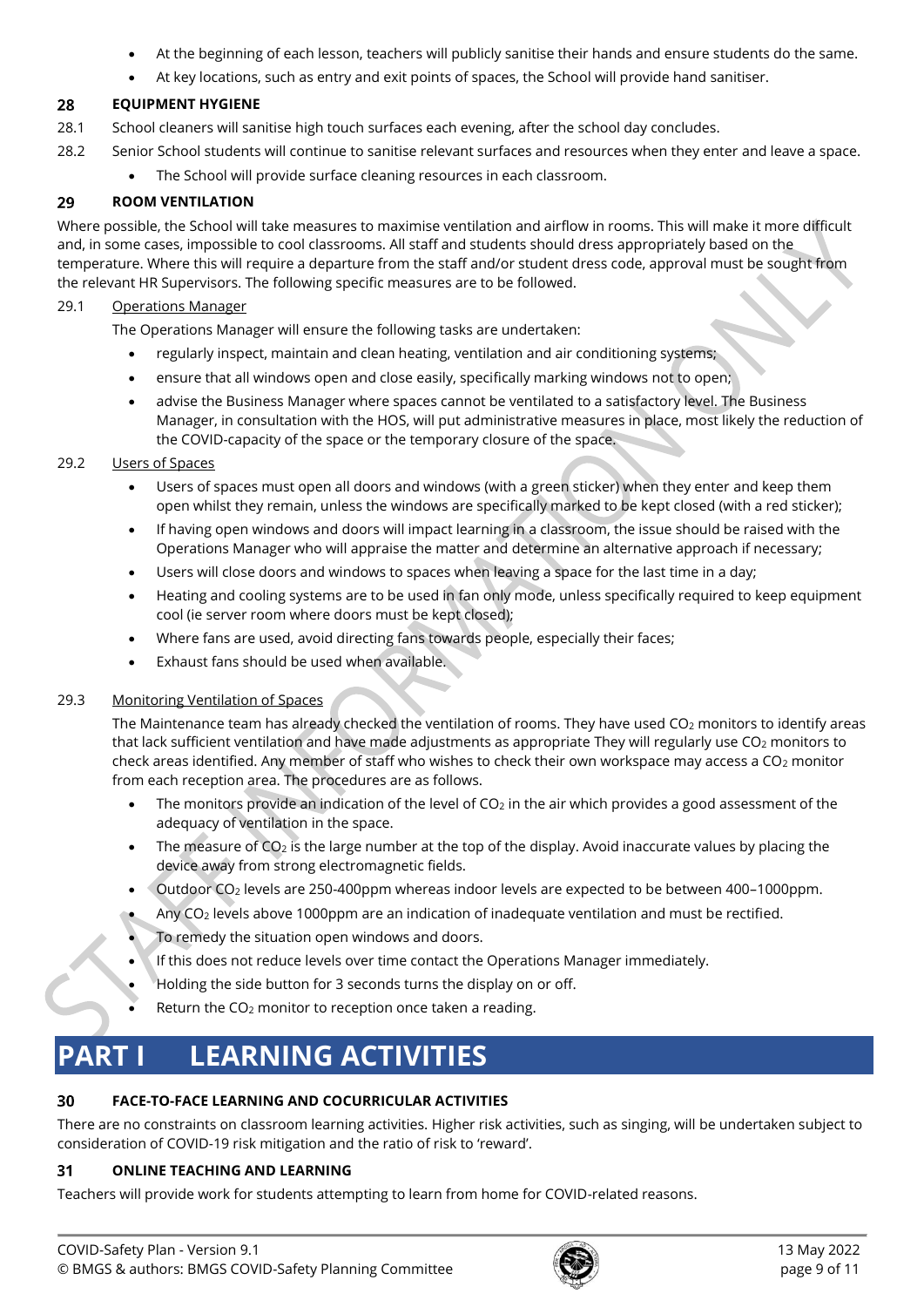- At the beginning of each lesson, teachers will publicly sanitise their hands and ensure students do the same.
- At key locations, such as entry and exit points of spaces, the School will provide hand sanitiser.

### 28 EQUIPMENT HYGIENE

28.1 School cleaners will sanitise high touch surfaces each evening, after the school day concludes.

28.2 Senior School students will continue to sanitise relevant surfaces and resources when they enter and leave a space.

- The School will provide surface cleaning resources in each classroom.

### 29 ROOM VENTILATION

Where possible, the School will take measures to maximise ventilation and airflow in rooms. This will make it more difficult and, in some cases, impossible to cool classrooms. All staff and students should dress appropriately based on the temperature. Where this will require a departure from the staff and/or student dress code, approval must be sought from the relevant HR Supervisors. The following specific measures are to be followed.

29.1 Operations Manager

The Operations Manager will ensure the following tasks are undertaken:

- regularly inspect, maintain and clean heating, ventilation and air conditioning systems;
- ensure that all windows open and close easily, specifically marking windows not to open;
- advise the Business Manager where spaces cannot be ventilated to a satisfactory level. The Business Manager, in consultation with the HOS, will put administrative measures in place, most likely the reduction of the COVID-capacity of the space or the temporary closure of the space.

29.2 Users of Spaces

- Users of spaces must open all doors and windows (with a green sticker) when they enter and keep them open whilst they remain, unless the windows are specifically marked to be kept closed (with a red sticker);
- If having open windows and doors will impact learning in a classroom, the issue should be raised with the Operations Manager who will appraise the matter and determine an alternative approach if necessary;
- Users will close doors and windows to spaces when leaving a space for the last time in a day;
- Heating and cooling systems are to be used in fan only mode, unless specifically required to keep equipment cool (ie server room where doors must be kept closed);
- Where fans are used, avoid directing fans towards people, especially their faces;
- Exhaust fans should be used when available.

29.3 Monitoring Ventilation of Spaces

The Maintenance team has already checked the ventilation of rooms. They have used $CO_2$ monitors to identify areas that lack sufficient ventilation and have made adjustments as appropriate They will regularly use $CO_2$ monitors to check areas identified. Any member of staff who wishes to check their own workspace may access a $CO_2$ monitor from each reception area. The procedures are as follows.

- The monitors provide an indication of the level of $CO_2$ in the air which provides a good assessment of the adequacy of ventilation in the space.
- The measure of $CO_2$ is the large number at the top of the display. Avoid inaccurate values by placing the device away from strong electromagnetic fields.
- Outdoor $CO_2$ levels are 250-400ppm whereas indoor levels are expected to be between 400–1000ppm.
- Any $CO_2$ levels above 1000ppm are an indication of inadequate ventilation and must be rectified.
- To remedy the situation open windows and doors.
- If this does not reduce levels over time contact the Operations Manager immediately.
- Holding the side button for 3 seconds turns the display on or off.
- Return the $CO_2$ monitor to reception once taken a reading.

## PART I LEARNING ACTIVITIES

### 30 FACE-TO-FACE LEARNING AND COCURRICULAR ACTIVITIES

There are no constraints on classroom learning activities. Higher risk activities, such as singing, will be undertaken subject to consideration of COVID-19 risk mitigation and the ratio of risk to 'reward'.

### 31 ONLINE TEACHING AND LEARNING

Teachers will provide work for students attempting to learn from home for COVID-related reasons.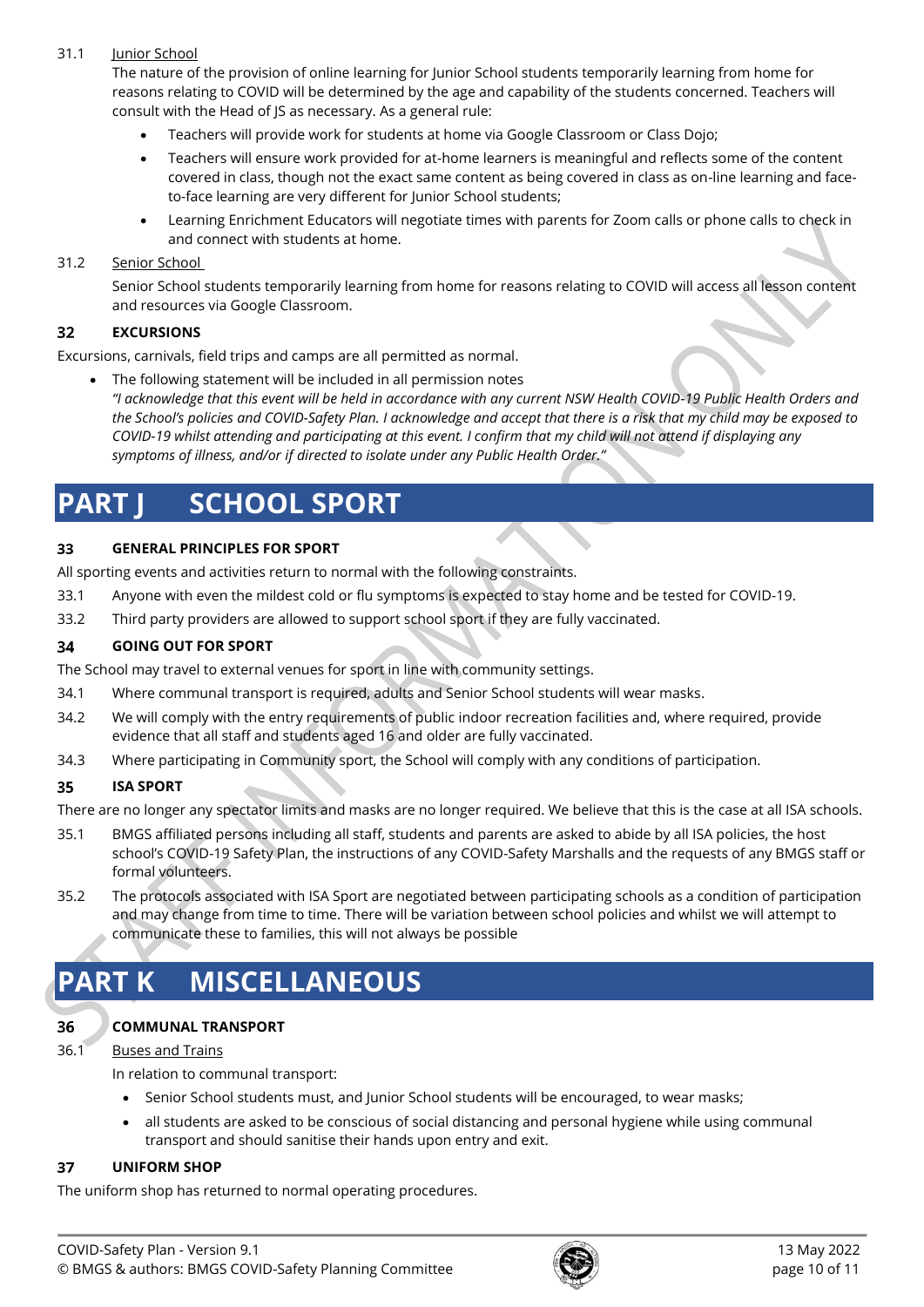31.1 Junior School

The nature of the provision of online learning for Junior School students temporarily learning from home for reasons relating to COVID will be determined by the age and capability of the students concerned. Teachers will consult with the Head of JS as necessary. As a general rule:

- Teachers will provide work for students at home via Google Classroom or Class Dojo;
- Teachers will ensure work provided for at-home learners is meaningful and reflects some of the content covered in class, though not the exact same content as being covered in class as on-line learning and face-to-face learning are very different for Junior School students;
- Learning Enrichment Educators will negotiate times with parents for Zoom calls or phone calls to check in and connect with students at home.

31.2 Senior School

Senior School students temporarily learning from home for reasons relating to COVID will access all lesson content and resources via Google Classroom.

### 32 EXCURSIONS

Excursions, carnivals, field trips and camps are all permitted as normal.

- The following statement will be included in all permission notes
  *"I acknowledge that this event will be held in accordance with any current NSW Health COVID-19 Public Health Orders and the School's policies and COVID-Safety Plan. I acknowledge and accept that there is a risk that my child may be exposed to COVID-19 whilst attending and participating at this event. I confirm that my child will not attend if displaying any symptoms of illness, and/or if directed to isolate under any Public Health Order."*

## PART J SCHOOL SPORT

### 33 GENERAL PRINCIPLES FOR SPORT

All sporting events and activities return to normal with the following constraints.

33.1 Anyone with even the mildest cold or flu symptoms is expected to stay home and be tested for COVID-19.

33.2 Third party providers are allowed to support school sport if they are fully vaccinated.

### 34 GOING OUT FOR SPORT

The School may travel to external venues for sport in line with community settings.

34.1 Where communal transport is required, adults and Senior School students will wear masks.

34.2 We will comply with the entry requirements of public indoor recreation facilities and, where required, provide evidence that all staff and students aged 16 and older are fully vaccinated.

34.3 Where participating in Community sport, the School will comply with any conditions of participation.

### 35 ISA SPORT

There are no longer any spectator limits and masks are no longer required. We believe that this is the case at all ISA schools.

35.1 BMGS affiliated persons including all staff, students and parents are asked to abide by all ISA policies, the host school's COVID-19 Safety Plan, the instructions of any COVID-Safety Marshalls and the requests of any BMGS staff or formal volunteers.

35.2 The protocols associated with ISA Sport are negotiated between participating schools as a condition of participation and may change from time to time. There will be variation between school policies and whilst we will attempt to communicate these to families, this will not always be possible

## PART K MISCELLANEOUS

### 36 COMMUNAL TRANSPORT

36.1 Buses and Trains

In relation to communal transport:

- Senior School students must, and Junior School students will be encouraged, to wear masks;
- all students are asked to be conscious of social distancing and personal hygiene while using communal transport and should sanitise their hands upon entry and exit.

### 37 UNIFORM SHOP

The uniform shop has returned to normal operating procedures.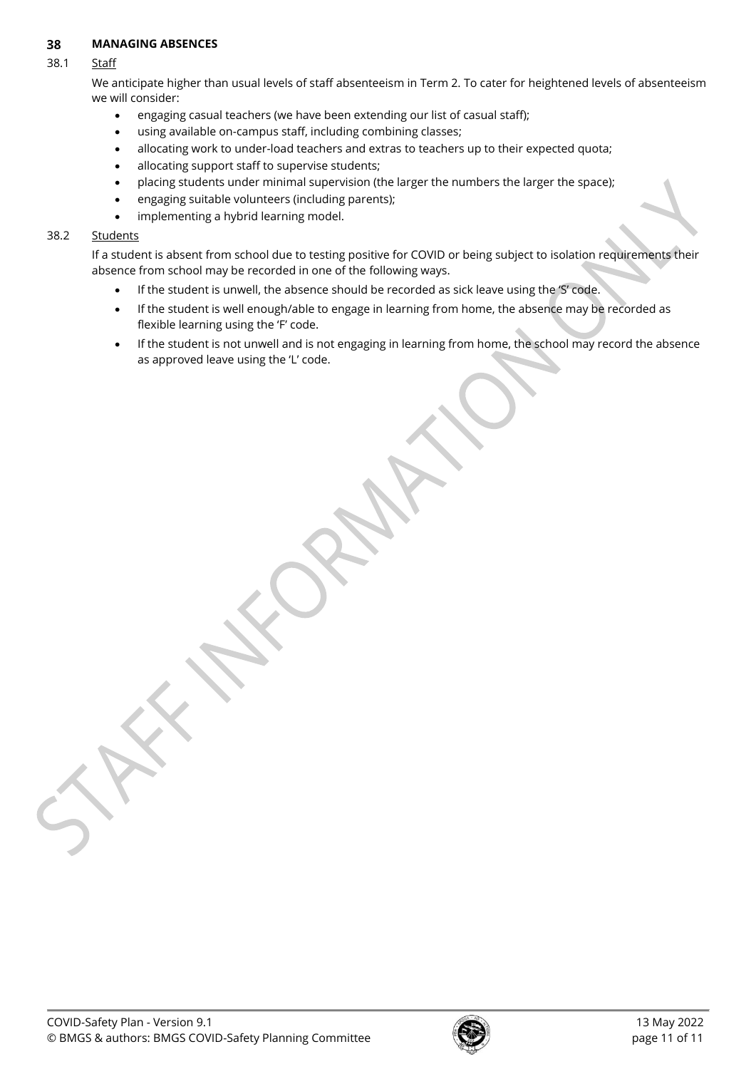## 38 MANAGING ABSENCES

### 38.1 Staff

We anticipate higher than usual levels of staff absenteeism in Term 2. To cater for heightened levels of absenteeism we will consider:

- engaging casual teachers (we have been extending our list of casual staff);
- using available on-campus staff, including combining classes;
- allocating work to under-load teachers and extras to teachers up to their expected quota;
- allocating support staff to supervise students;
- placing students under minimal supervision (the larger the numbers the larger the space);
- engaging suitable volunteers (including parents);
- implementing a hybrid learning model.

### 38.2 Students

If a student is absent from school due to testing positive for COVID or being subject to isolation requirements their absence from school may be recorded in one of the following ways.

- If the student is unwell, the absence should be recorded as sick leave using the 'S' code.
- If the student is well enough/able to engage in learning from home, the absence may be recorded as flexible learning using the 'F' code.
- If the student is not unwell and is not engaging in learning from home, the school may record the absence as approved leave using the 'L' code.